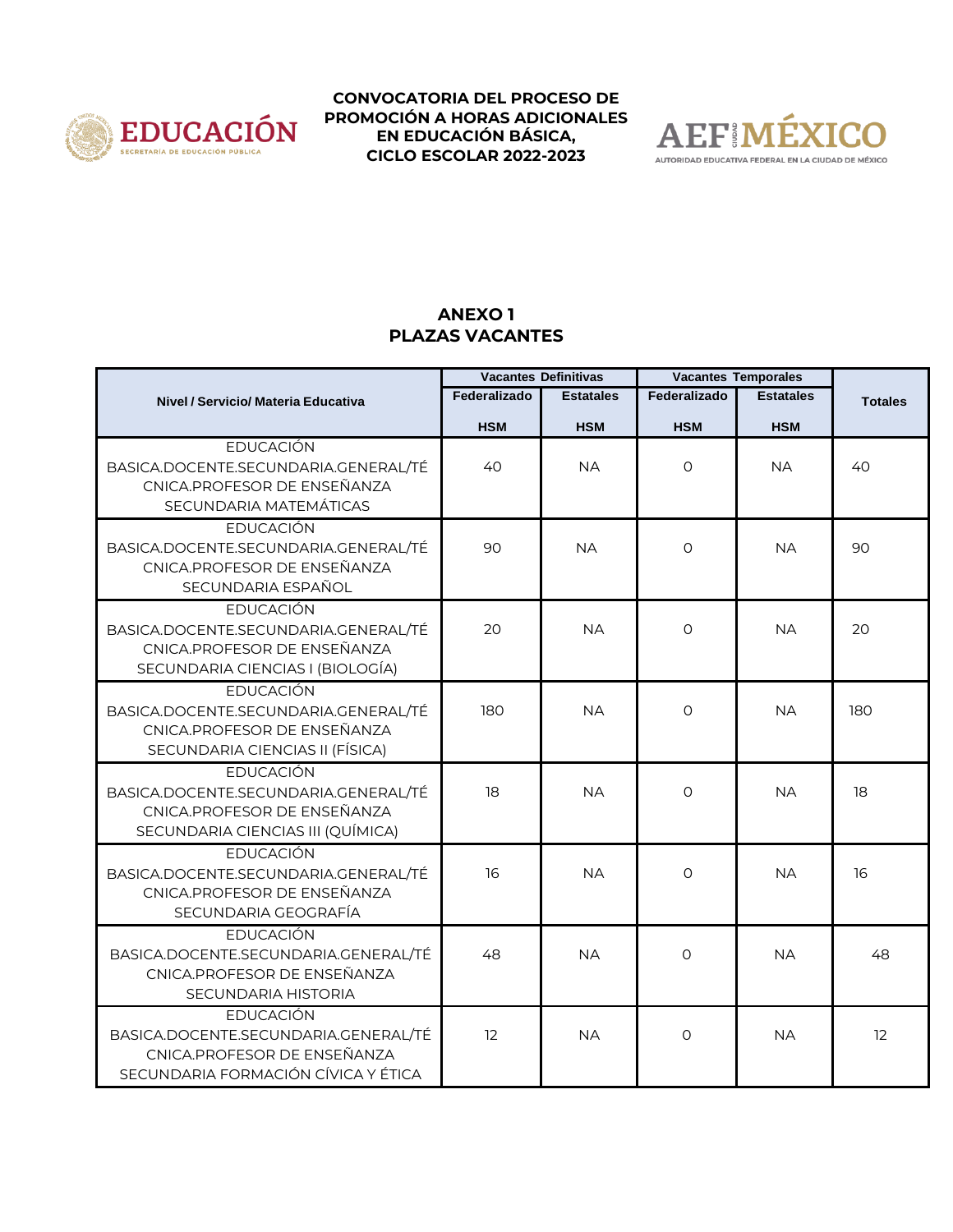**CONVOCATORIA DEL PROCESO DE PROMOCIÓN A HORAS ADICIONALES EN EDUCACIÓN BÁSICA, CICLO ESCOLAR 2022-2023**

## ANEXO 1
## PLAZAS VACANTES

| Nivel / Servicio/ Materia Educativa | Vacantes Definitivas | | Vacantes Temporales | | Totales |
|---|---|---|---|---|---|
| | Federalizado | Estatales | Federalizado | Estatales | |
| | HSM | HSM | HSM | HSM | |
| EDUCACIÓN BASICA.DOCENTE.SECUNDARIA.GENERAL/TÉCNICA.PROFESOR DE ENSEÑANZA SECUNDARIA MATEMÁTICAS | 40 | NA | 0 | NA | 40 |
| EDUCACIÓN BASICA.DOCENTE.SECUNDARIA.GENERAL/TÉCNICA.PROFESOR DE ENSEÑANZA SECUNDARIA ESPAÑOL | 90 | NA | 0 | NA | 90 |
| EDUCACIÓN BASICA.DOCENTE.SECUNDARIA.GENERAL/TÉCNICA.PROFESOR DE ENSEÑANZA SECUNDARIA CIENCIAS I (BIOLOGÍA) | 20 | NA | 0 | NA | 20 |
| EDUCACIÓN BASICA.DOCENTE.SECUNDARIA.GENERAL/TÉCNICA.PROFESOR DE ENSEÑANZA SECUNDARIA CIENCIAS II (FÍSICA) | 180 | NA | 0 | NA | 180 |
| EDUCACIÓN BASICA.DOCENTE.SECUNDARIA.GENERAL/TÉCNICA.PROFESOR DE ENSEÑANZA SECUNDARIA CIENCIAS III (QUÍMICA) | 18 | NA | 0 | NA | 18 |
| EDUCACIÓN BASICA.DOCENTE.SECUNDARIA.GENERAL/TÉCNICA.PROFESOR DE ENSEÑANZA SECUNDARIA GEOGRAFÍA | 16 | NA | 0 | NA | 16 |
| EDUCACIÓN BASICA.DOCENTE.SECUNDARIA.GENERAL/TÉCNICA.PROFESOR DE ENSEÑANZA SECUNDARIA HISTORIA | 48 | NA | 0 | NA | 48 |
| EDUCACIÓN BASICA.DOCENTE.SECUNDARIA.GENERAL/TÉCNICA.PROFESOR DE ENSEÑANZA SECUNDARIA FORMACIÓN CÍVICA Y ÉTICA | 12 | NA | 0 | NA | 12 |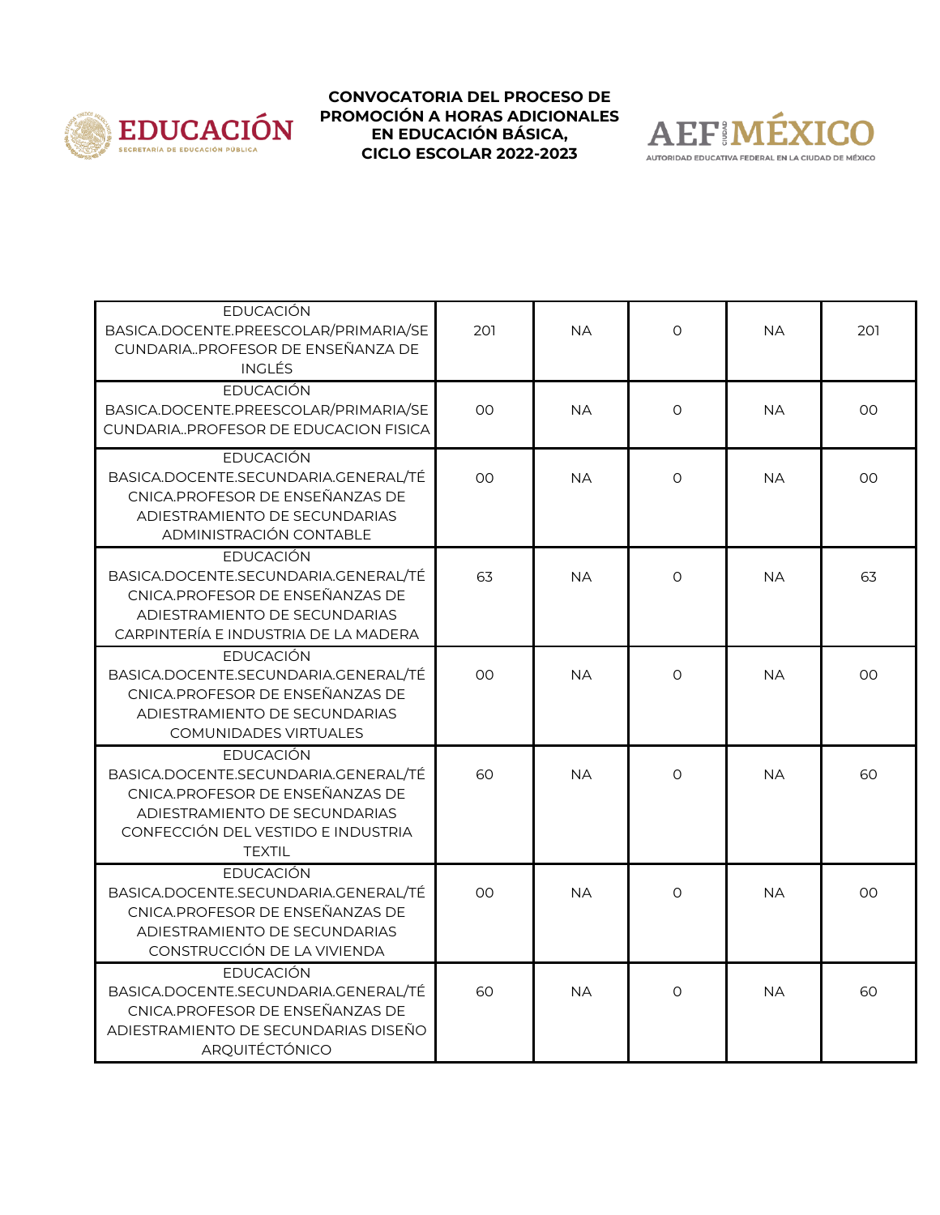| | | | | | |
|---|---|---|---|---|---|
| EDUCACIÓN BASICA.DOCENTE.PREESCOLAR/PRIMARIA/SECUNDARIA..PROFESOR DE ENSEÑANZA DE INGLÉS | 201 | NA | 0 | NA | 201 |
| EDUCACIÓN BASICA.DOCENTE.PREESCOLAR/PRIMARIA/SECUNDARIA..PROFESOR DE EDUCACION FISICA | 00 | NA | 0 | NA | 00 |
| EDUCACIÓN BASICA.DOCENTE.SECUNDARIA.GENERAL/TÉCNICA.PROFESOR DE ENSEÑANZAS DE ADIESTRAMIENTO DE SECUNDARIAS ADMINISTRACIÓN CONTABLE | 00 | NA | 0 | NA | 00 |
| EDUCACIÓN BASICA.DOCENTE.SECUNDARIA.GENERAL/TÉCNICA.PROFESOR DE ENSEÑANZAS DE ADIESTRAMIENTO DE SECUNDARIAS CARPINTERÍA E INDUSTRIA DE LA MADERA | 63 | NA | 0 | NA | 63 |
| EDUCACIÓN BASICA.DOCENTE.SECUNDARIA.GENERAL/TÉCNICA.PROFESOR DE ENSEÑANZAS DE ADIESTRAMIENTO DE SECUNDARIAS COMUNIDADES VIRTUALES | 00 | NA | 0 | NA | 00 |
| EDUCACIÓN BASICA.DOCENTE.SECUNDARIA.GENERAL/TÉCNICA.PROFESOR DE ENSEÑANZAS DE ADIESTRAMIENTO DE SECUNDARIAS CONFECCIÓN DEL VESTIDO E INDUSTRIA TEXTIL | 60 | NA | 0 | NA | 60 |
| EDUCACIÓN BASICA.DOCENTE.SECUNDARIA.GENERAL/TÉCNICA.PROFESOR DE ENSEÑANZAS DE ADIESTRAMIENTO DE SECUNDARIAS CONSTRUCCIÓN DE LA VIVIENDA | 00 | NA | 0 | NA | 00 |
| EDUCACIÓN BASICA.DOCENTE.SECUNDARIA.GENERAL/TÉCNICA.PROFESOR DE ENSEÑANZAS DE ADIESTRAMIENTO DE SECUNDARIAS DISEÑO ARQUITÉCTÓNICO | 60 | NA | 0 | NA | 60 |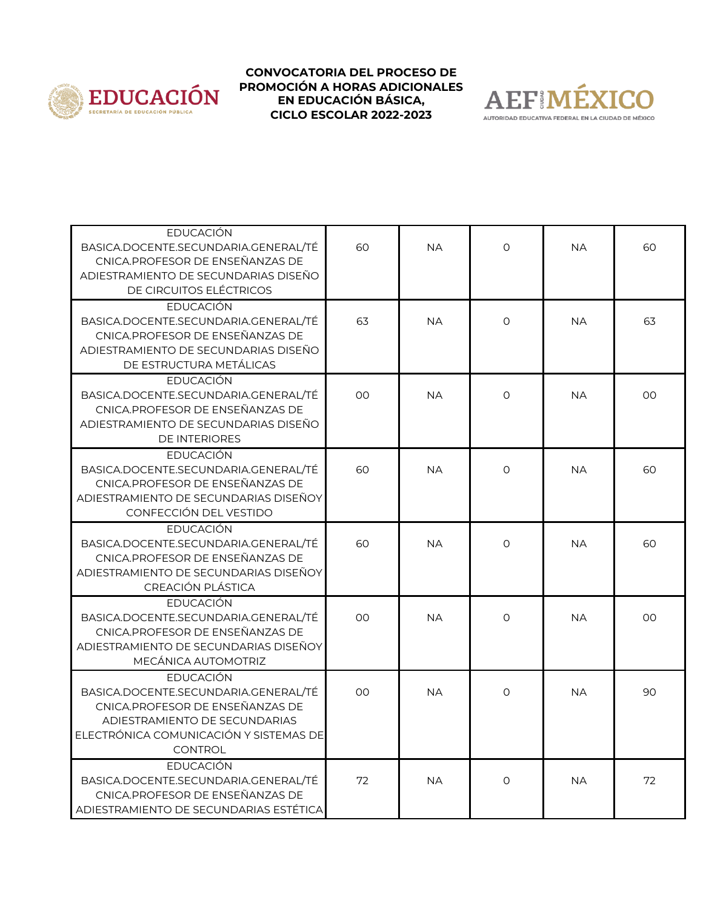**CONVOCATORIA DEL PROCESO DE PROMOCIÓN A HORAS ADICIONALES EN EDUCACIÓN BÁSICA, CICLO ESCOLAR 2022-2023**

| | | | | | |
|---|---|---|---|---|---|
| EDUCACIÓN BASICA.DOCENTE.SECUNDARIA.GENERAL/TÉCNICA.PROFESOR DE ENSEÑANZAS DE ADIESTRAMIENTO DE SECUNDARIAS DISEÑO DE CIRCUITOS ELÉCTRICOS | 60 | NA | 0 | NA | 60 |
| EDUCACIÓN BASICA.DOCENTE.SECUNDARIA.GENERAL/TÉCNICA.PROFESOR DE ENSEÑANZAS DE ADIESTRAMIENTO DE SECUNDARIAS DISEÑO DE ESTRUCTURA METÁLICAS | 63 | NA | 0 | NA | 63 |
| EDUCACIÓN BASICA.DOCENTE.SECUNDARIA.GENERAL/TÉCNICA.PROFESOR DE ENSEÑANZAS DE ADIESTRAMIENTO DE SECUNDARIAS DISEÑO DE INTERIORES | 00 | NA | 0 | NA | 00 |
| EDUCACIÓN BASICA.DOCENTE.SECUNDARIA.GENERAL/TÉCNICA.PROFESOR DE ENSEÑANZAS DE ADIESTRAMIENTO DE SECUNDARIAS DISEÑOY CONFECCIÓN DEL VESTIDO | 60 | NA | 0 | NA | 60 |
| EDUCACIÓN BASICA.DOCENTE.SECUNDARIA.GENERAL/TÉCNICA.PROFESOR DE ENSEÑANZAS DE ADIESTRAMIENTO DE SECUNDARIAS DISEÑOY CREACIÓN PLÁSTICA | 60 | NA | 0 | NA | 60 |
| EDUCACIÓN BASICA.DOCENTE.SECUNDARIA.GENERAL/TÉCNICA.PROFESOR DE ENSEÑANZAS DE ADIESTRAMIENTO DE SECUNDARIAS DISEÑOY MECÁNICA AUTOMOTRIZ | 00 | NA | 0 | NA | 00 |
| EDUCACIÓN BASICA.DOCENTE.SECUNDARIA.GENERAL/TÉCNICA.PROFESOR DE ENSEÑANZAS DE ADIESTRAMIENTO DE SECUNDARIAS ELECTRÓNICA COMUNICACIÓN Y SISTEMAS DE CONTROL | 00 | NA | 0 | NA | 90 |
| EDUCACIÓN BASICA.DOCENTE.SECUNDARIA.GENERAL/TÉCNICA.PROFESOR DE ENSEÑANZAS DE ADIESTRAMIENTO DE SECUNDARIAS ESTÉTICA | 72 | NA | 0 | NA | 72 |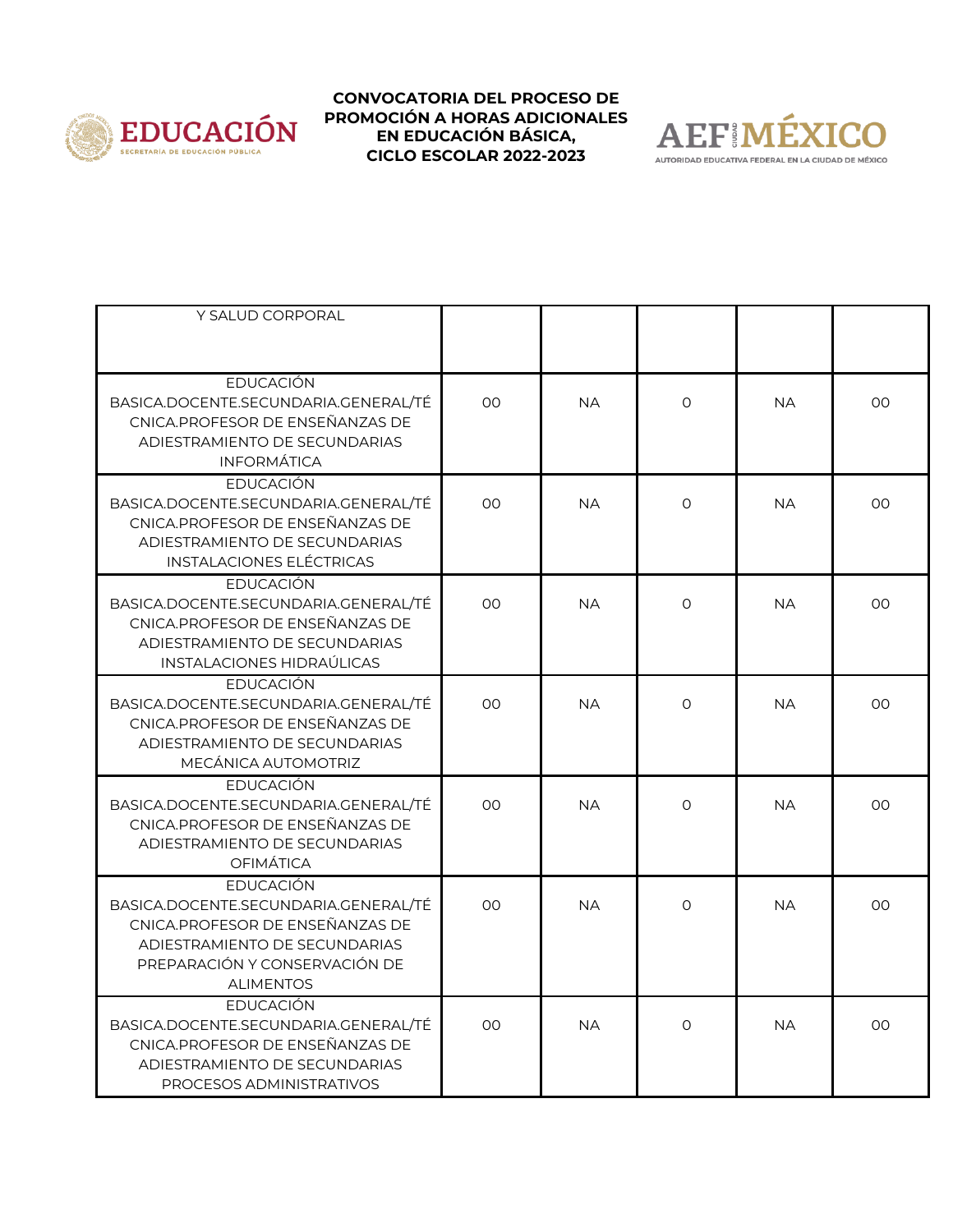| | | | | | |
|---|---|---|---|---|---|
| Y SALUD CORPORAL | | | | | |
| EDUCACIÓN BASICA.DOCENTE.SECUNDARIA.GENERAL/TÉCNICA.PROFESOR DE ENSEÑANZAS DE ADIESTRAMIENTO DE SECUNDARIAS INFORMÁTICA | 00 | NA | 0 | NA | 00 |
| EDUCACIÓN BASICA.DOCENTE.SECUNDARIA.GENERAL/TÉCNICA.PROFESOR DE ENSEÑANZAS DE ADIESTRAMIENTO DE SECUNDARIAS INSTALACIONES ELÉCTRICAS | 00 | NA | 0 | NA | 00 |
| EDUCACIÓN BASICA.DOCENTE.SECUNDARIA.GENERAL/TÉCNICA.PROFESOR DE ENSEÑANZAS DE ADIESTRAMIENTO DE SECUNDARIAS INSTALACIONES HIDRAÚLICAS | 00 | NA | 0 | NA | 00 |
| EDUCACIÓN BASICA.DOCENTE.SECUNDARIA.GENERAL/TÉCNICA.PROFESOR DE ENSEÑANZAS DE ADIESTRAMIENTO DE SECUNDARIAS MECÁNICA AUTOMOTRIZ | 00 | NA | 0 | NA | 00 |
| EDUCACIÓN BASICA.DOCENTE.SECUNDARIA.GENERAL/TÉCNICA.PROFESOR DE ENSEÑANZAS DE ADIESTRAMIENTO DE SECUNDARIAS OFIMÁTICA | 00 | NA | 0 | NA | 00 |
| EDUCACIÓN BASICA.DOCENTE.SECUNDARIA.GENERAL/TÉCNICA.PROFESOR DE ENSEÑANZAS DE ADIESTRAMIENTO DE SECUNDARIAS PREPARACIÓN Y CONSERVACIÓN DE ALIMENTOS | 00 | NA | 0 | NA | 00 |
| EDUCACIÓN BASICA.DOCENTE.SECUNDARIA.GENERAL/TÉCNICA.PROFESOR DE ENSEÑANZAS DE ADIESTRAMIENTO DE SECUNDARIAS PROCESOS ADMINISTRATIVOS | 00 | NA | 0 | NA | 00 |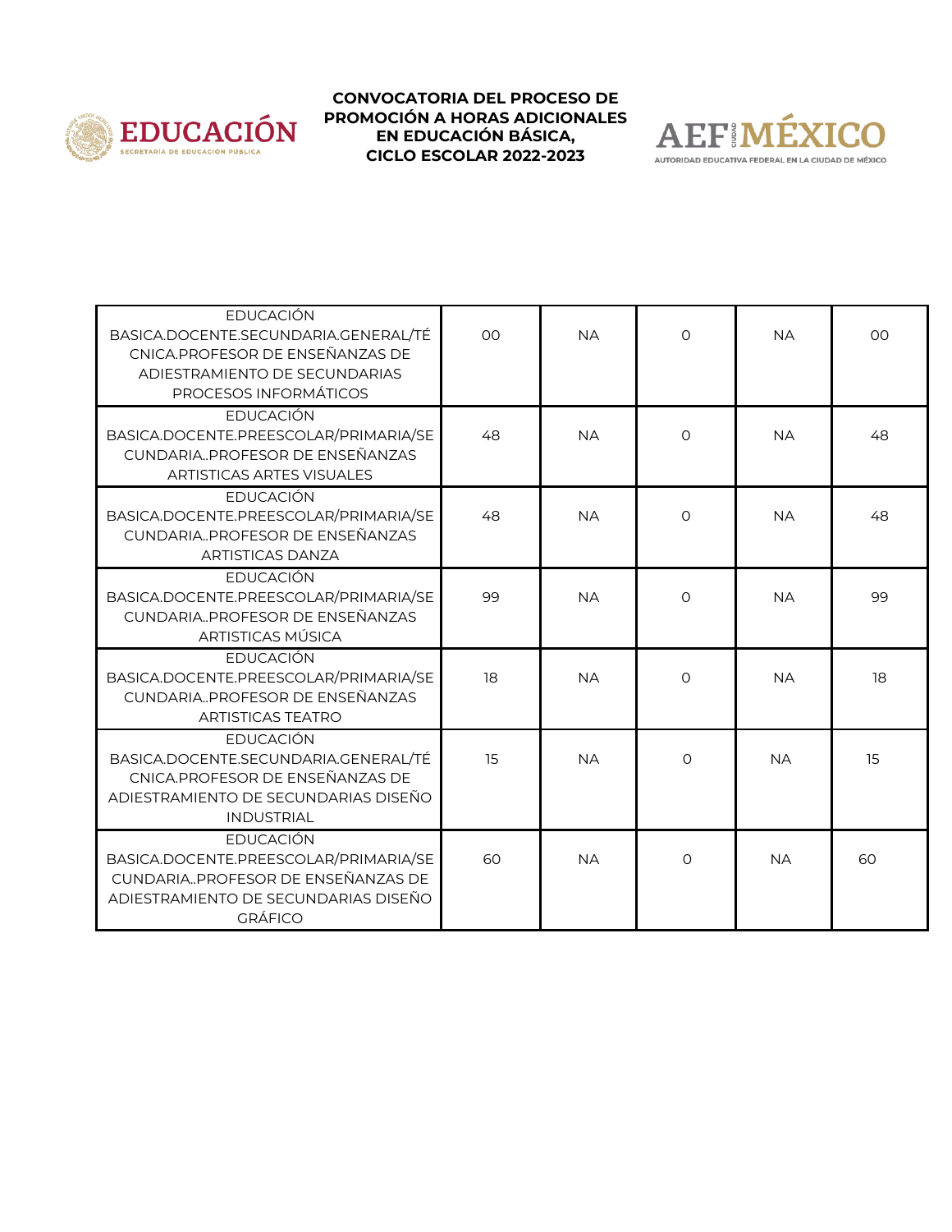**CONVOCATORIA DEL PROCESO DE PROMOCIÓN A HORAS ADICIONALES EN EDUCACIÓN BÁSICA, CICLO ESCOLAR 2022-2023**

| | | | | | |
|---|---|---|---|---|---|
| EDUCACIÓN BASICA.DOCENTE.SECUNDARIA.GENERAL/TÉCNICA.PROFESOR DE ENSEÑANZAS DE ADIESTRAMIENTO DE SECUNDARIAS PROCESOS INFORMÁTICOS | 00 | NA | 0 | NA | 00 |
| EDUCACIÓN BASICA.DOCENTE.PREESCOLAR/PRIMARIA/SECUNDARIA..PROFESOR DE ENSEÑANZAS ARTISTICAS ARTES VISUALES | 48 | NA | 0 | NA | 48 |
| EDUCACIÓN BASICA.DOCENTE.PREESCOLAR/PRIMARIA/SECUNDARIA..PROFESOR DE ENSEÑANZAS ARTISTICAS DANZA | 48 | NA | 0 | NA | 48 |
| EDUCACIÓN BASICA.DOCENTE.PREESCOLAR/PRIMARIA/SECUNDARIA..PROFESOR DE ENSEÑANZAS ARTISTICAS MÚSICA | 99 | NA | 0 | NA | 99 |
| EDUCACIÓN BASICA.DOCENTE.PREESCOLAR/PRIMARIA/SECUNDARIA..PROFESOR DE ENSEÑANZAS ARTISTICAS TEATRO | 18 | NA | 0 | NA | 18 |
| EDUCACIÓN BASICA.DOCENTE.SECUNDARIA.GENERAL/TÉCNICA.PROFESOR DE ENSEÑANZAS DE ADIESTRAMIENTO DE SECUNDARIAS DISEÑO INDUSTRIAL | 15 | NA | 0 | NA | 15 |
| EDUCACIÓN BASICA.DOCENTE.PREESCOLAR/PRIMARIA/SECUNDARIA..PROFESOR DE ENSEÑANZAS DE ADIESTRAMIENTO DE SECUNDARIAS DISEÑO GRÁFICO | 60 | NA | 0 | NA | 60 |